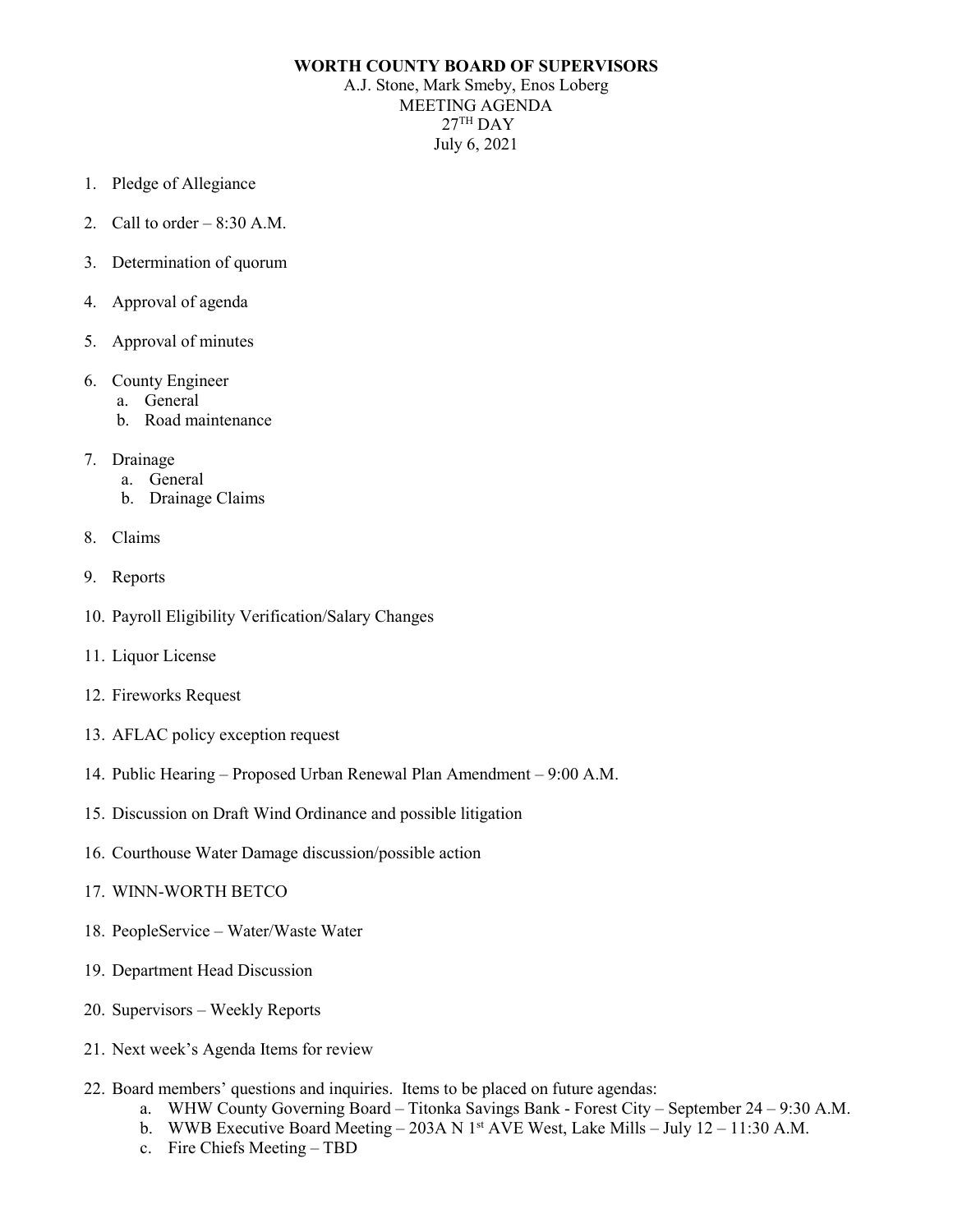**WORTH COUNTY BOARD OF SUPERVISORS**

A.J. Stone, Mark Smeby, Enos Loberg
MEETING AGENDA
27TH DAY
July 6, 2021

1. Pledge of Allegiance
2. Call to order – 8:30 A.M.
3. Determination of quorum
4. Approval of agenda
5. Approval of minutes
6. County Engineer
   a. General
   b. Road maintenance
7. Drainage
   a. General
   b. Drainage Claims
8. Claims
9. Reports
10. Payroll Eligibility Verification/Salary Changes
11. Liquor License
12. Fireworks Request
13. AFLAC policy exception request
14. Public Hearing – Proposed Urban Renewal Plan Amendment – 9:00 A.M.
15. Discussion on Draft Wind Ordinance and possible litigation
16. Courthouse Water Damage discussion/possible action
17. WINN-WORTH BETCO
18. PeopleService – Water/Waste Water
19. Department Head Discussion
20. Supervisors – Weekly Reports
21. Next week's Agenda Items for review
22. Board members' questions and inquiries. Items to be placed on future agendas:
    a. WHW County Governing Board – Titonka Savings Bank - Forest City – September 24 – 9:30 A.M.
    b. WWB Executive Board Meeting – 203A N 1st AVE West, Lake Mills – July 12 – 11:30 A.M.
    c. Fire Chiefs Meeting – TBD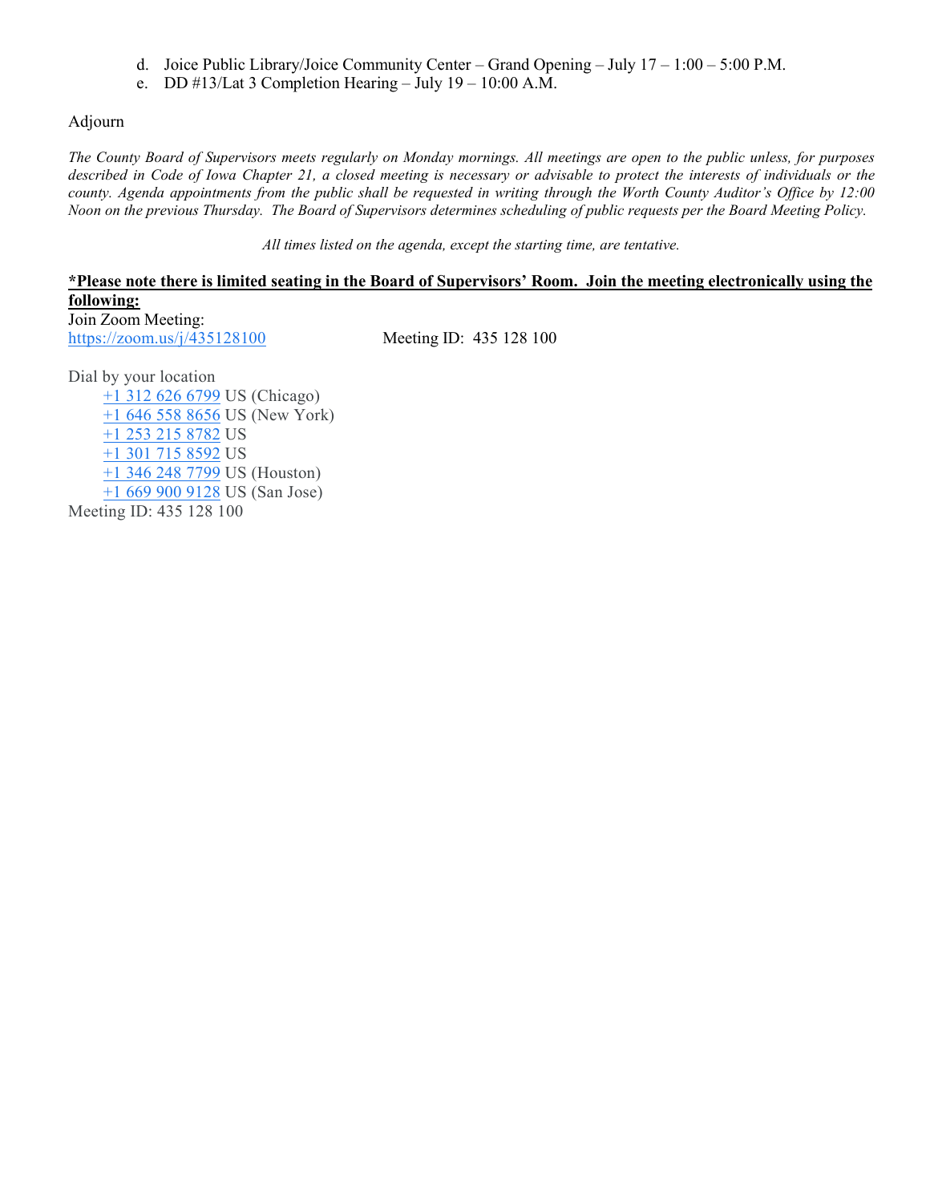d. Joice Public Library/Joice Community Center – Grand Opening – July 17 – 1:00 – 5:00 P.M.
e. DD #13/Lat 3 Completion Hearing – July 19 – 10:00 A.M.

Adjourn

*The County Board of Supervisors meets regularly on Monday mornings. All meetings are open to the public unless, for purposes described in Code of Iowa Chapter 21, a closed meeting is necessary or advisable to protect the interests of individuals or the county. Agenda appointments from the public shall be requested in writing through the Worth County Auditor's Office by 12:00 Noon on the previous Thursday. The Board of Supervisors determines scheduling of public requests per the Board Meeting Policy.*

*All times listed on the agenda, except the starting time, are tentative.*

**\*Please note there is limited seating in the Board of Supervisors' Room. Join the meeting electronically using the following:**

Join Zoom Meeting:
https://zoom.us/j/435128100     Meeting ID: 435 128 100

Dial by your location
- +1 312 626 6799 US (Chicago)
- +1 646 558 8656 US (New York)
- +1 253 215 8782 US
- +1 301 715 8592 US
- +1 346 248 7799 US (Houston)
- +1 669 900 9128 US (San Jose)

Meeting ID: 435 128 100